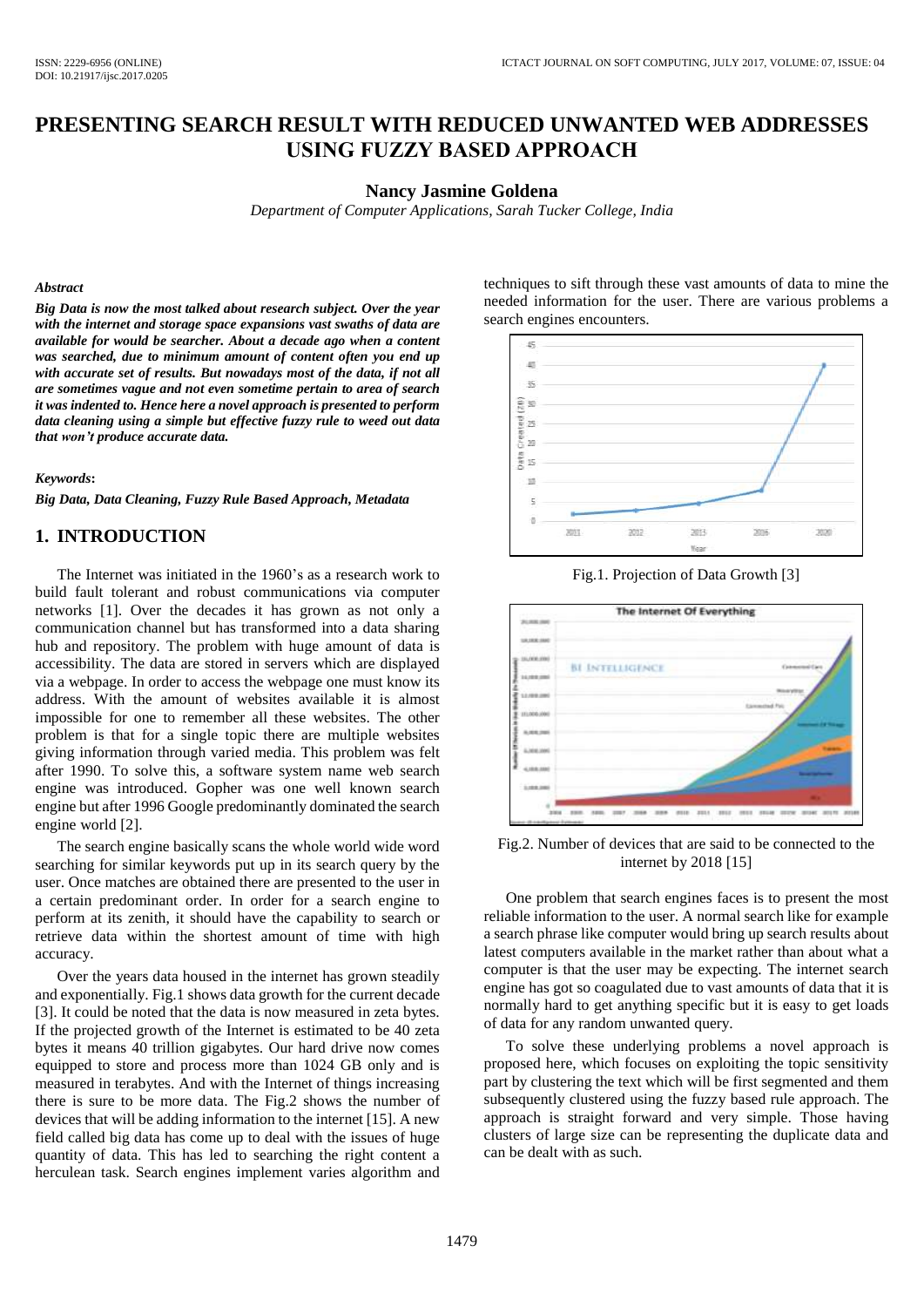# PRESENTING SEARCH RESULT WITH REDUCED UNWANTED WEB ADDRESSES USING FUZZY BASED APPROACH

**Nancy Jasmine Goldena**

*Department of Computer Applications, Sarah Tucker College, India*

***Abstract***

***Big Data is now the most talked about research subject. Over the year with the internet and storage space expansions vast swaths of data are available for would be searcher. About a decade ago when a content was searched, due to minimum amount of content often you end up with accurate set of results. But nowadays most of the data, if not all are sometimes vague and not even sometime pertain to area of search it was indented to. Hence here a novel approach is presented to perform data cleaning using a simple but effective fuzzy rule to weed out data that won't produce accurate data.***

***Keywords*:**

***Big Data, Data Cleaning, Fuzzy Rule Based Approach, Metadata***

## 1. INTRODUCTION

The Internet was initiated in the 1960's as a research work to build fault tolerant and robust communications via computer networks [1]. Over the decades it has grown as not only a communication channel but has transformed into a data sharing hub and repository. The problem with huge amount of data is accessibility. The data are stored in servers which are displayed via a webpage. In order to access the webpage one must know its address. With the amount of websites available it is almost impossible for one to remember all these websites. The other problem is that for a single topic there are multiple websites giving information through varied media. This problem was felt after 1990. To solve this, a software system name web search engine was introduced. Gopher was one well known search engine but after 1996 Google predominantly dominated the search engine world [2].

The search engine basically scans the whole world wide word searching for similar keywords put up in its search query by the user. Once matches are obtained there are presented to the user in a certain predominant order. In order for a search engine to perform at its zenith, it should have the capability to search or retrieve data within the shortest amount of time with high accuracy.

Over the years data housed in the internet has grown steadily and exponentially. Fig.1 shows data growth for the current decade [3]. It could be noted that the data is now measured in zeta bytes. If the projected growth of the Internet is estimated to be 40 zeta bytes it means 40 trillion gigabytes. Our hard drive now comes equipped to store and process more than 1024 GB only and is measured in terabytes. And with the Internet of things increasing there is sure to be more data. The Fig.2 shows the number of devices that will be adding information to the internet [15]. A new field called big data has come up to deal with the issues of huge quantity of data. This has led to searching the right content a herculean task. Search engines implement varies algorithm and techniques to sift through these vast amounts of data to mine the needed information for the user. There are various problems a search engines encounters.

Fig.1. Projection of Data Growth [3]

Fig.2. Number of devices that are said to be connected to the internet by 2018 [15]

One problem that search engines faces is to present the most reliable information to the user. A normal search like for example a search phrase like computer would bring up search results about latest computers available in the market rather than about what a computer is that the user may be expecting. The internet search engine has got so coagulated due to vast amounts of data that it is normally hard to get anything specific but it is easy to get loads of data for any random unwanted query.

To solve these underlying problems a novel approach is proposed here, which focuses on exploiting the topic sensitivity part by clustering the text which will be first segmented and them subsequently clustered using the fuzzy based rule approach. The approach is straight forward and very simple. Those having clusters of large size can be representing the duplicate data and can be dealt with as such.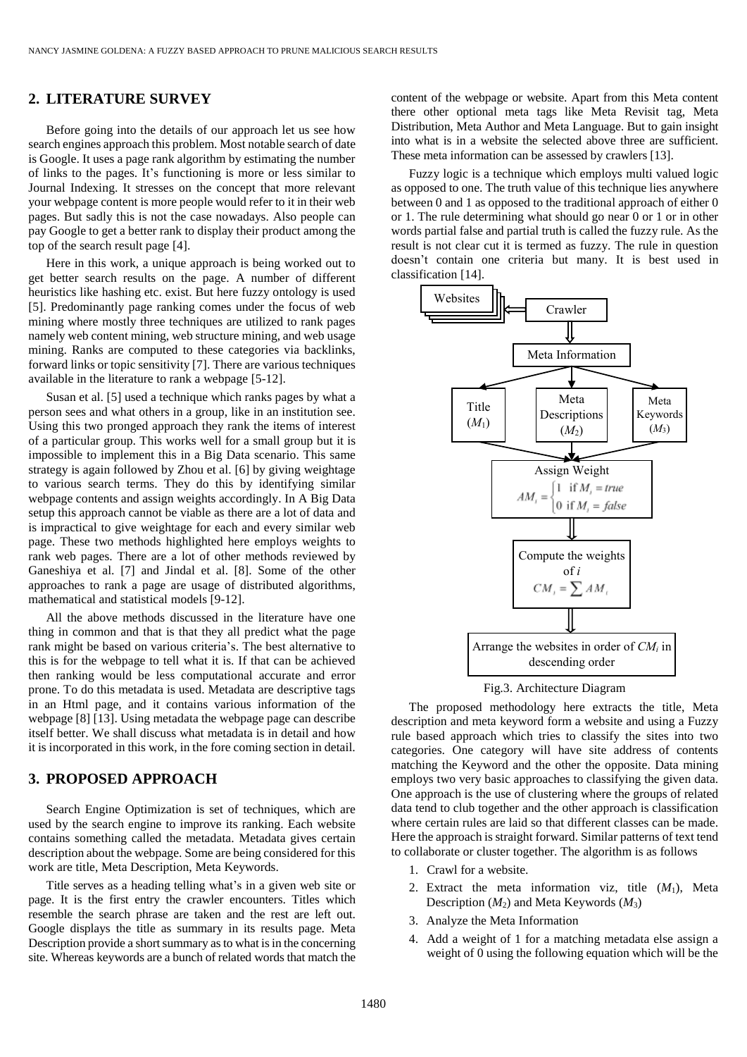## 2. LITERATURE SURVEY

Before going into the details of our approach let us see how search engines approach this problem. Most notable search of date is Google. It uses a page rank algorithm by estimating the number of links to the pages. It's functioning is more or less similar to Journal Indexing. It stresses on the concept that more relevant your webpage content is more people would refer to it in their web pages. But sadly this is not the case nowadays. Also people can pay Google to get a better rank to display their product among the top of the search result page [4].

Here in this work, a unique approach is being worked out to get better search results on the page. A number of different heuristics like hashing etc. exist. But here fuzzy ontology is used [5]. Predominantly page ranking comes under the focus of web mining where mostly three techniques are utilized to rank pages namely web content mining, web structure mining, and web usage mining. Ranks are computed to these categories via backlinks, forward links or topic sensitivity [7]. There are various techniques available in the literature to rank a webpage [5-12].

Susan et al. [5] used a technique which ranks pages by what a person sees and what others in a group, like in an institution see. Using this two pronged approach they rank the items of interest of a particular group. This works well for a small group but it is impossible to implement this in a Big Data scenario. This same strategy is again followed by Zhou et al. [6] by giving weightage to various search terms. They do this by identifying similar webpage contents and assign weights accordingly. In A Big Data setup this approach cannot be viable as there are a lot of data and is impractical to give weightage for each and every similar web page. These two methods highlighted here employs weights to rank web pages. There are a lot of other methods reviewed by Ganeshiya et al. [7] and Jindal et al. [8]. Some of the other approaches to rank a page are usage of distributed algorithms, mathematical and statistical models [9-12].

All the above methods discussed in the literature have one thing in common and that is that they all predict what the page rank might be based on various criteria's. The best alternative to this is for the webpage to tell what it is. If that can be achieved then ranking would be less computational accurate and error prone. To do this metadata is used. Metadata are descriptive tags in an Html page, and it contains various information of the webpage [8] [13]. Using metadata the webpage page can describe itself better. We shall discuss what metadata is in detail and how it is incorporated in this work, in the fore coming section in detail.

## 3. PROPOSED APPROACH

Search Engine Optimization is set of techniques, which are used by the search engine to improve its ranking. Each website contains something called the metadata. Metadata gives certain description about the webpage. Some are being considered for this work are title, Meta Description, Meta Keywords.

Title serves as a heading telling what's in a given web site or page. It is the first entry the crawler encounters. Titles which resemble the search phrase are taken and the rest are left out. Google displays the title as summary in its results page. Meta Description provide a short summary as to what is in the concerning site. Whereas keywords are a bunch of related words that match the content of the webpage or website. Apart from this Meta content there other optional meta tags like Meta Revisit tag, Meta Distribution, Meta Author and Meta Language. But to gain insight into what is in a website the selected above three are sufficient. These meta information can be assessed by crawlers [13].

Fuzzy logic is a technique which employs multi valued logic as opposed to one. The truth value of this technique lies anywhere between 0 and 1 as opposed to the traditional approach of either 0 or 1. The rule determining what should go near 0 or 1 or in other words partial false and partial truth is called the fuzzy rule. As the result is not clear cut it is termed as fuzzy. The rule in question doesn't contain one criteria but many. It is best used in classification [14].

Websites → Crawler → Meta Information → Title ($M_1$), Meta Descriptions ($M_2$), Meta Keywords ($M_3$) → Assign Weight $AM_i = \begin{cases} 1 & \text{if } M_i = true \\ 0 & \text{if } M_i = false \end{cases}$ → Compute the weights of $i$: $CM_i = \sum AM_i$ → Arrange the websites in order of $CM_i$ in descending order

Fig.3. Architecture Diagram

The proposed methodology here extracts the title, Meta description and meta keyword form a website and using a Fuzzy rule based approach which tries to classify the sites into two categories. One category will have site address of contents matching the Keyword and the other the opposite. Data mining employs two very basic approaches to classifying the given data. One approach is the use of clustering where the groups of related data tend to club together and the other approach is classification where certain rules are laid so that different classes can be made. Here the approach is straight forward. Similar patterns of text tend to collaborate or cluster together. The algorithm is as follows

1. Crawl for a website.
2. Extract the meta information viz, title ($M_1$), Meta Description ($M_2$) and Meta Keywords ($M_3$)
3. Analyze the Meta Information
4. Add a weight of 1 for a matching metadata else assign a weight of 0 using the following equation which will be the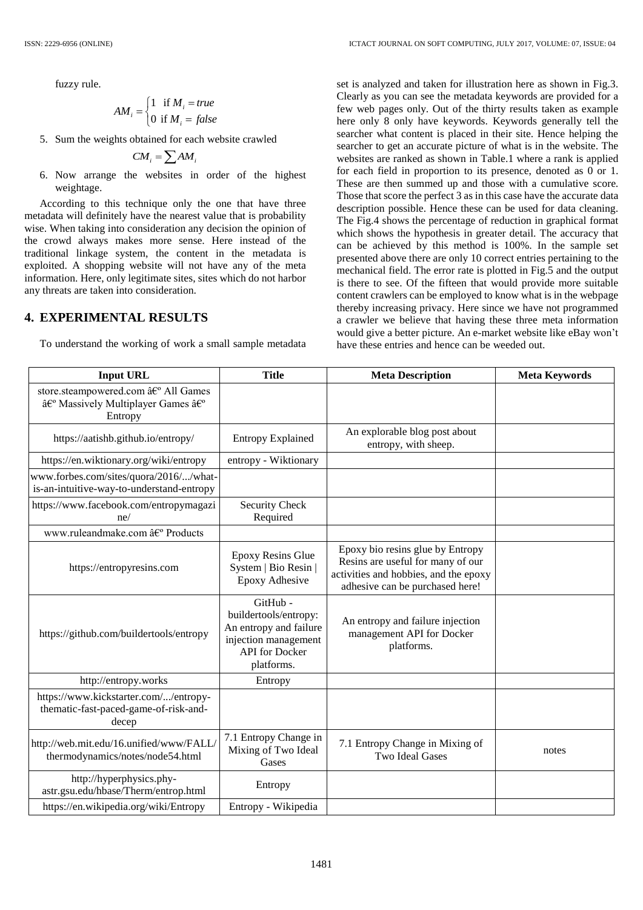fuzzy rule.

$$AM_i = \begin{cases} 1 & \text{if } M_i = true \\ 0 & \text{if } M_i = false \end{cases}$$

5. Sum the weights obtained for each website crawled

$$CM_i = \sum AM_i$$

6. Now arrange the websites in order of the highest weightage.

According to this technique only the one that have three metadata will definitely have the nearest value that is probability wise. When taking into consideration any decision the opinion of the crowd always makes more sense. Here instead of the traditional linkage system, the content in the metadata is exploited. A shopping website will not have any of the meta information. Here, only legitimate sites, sites which do not harbor any threats are taken into consideration.

## 4. EXPERIMENTAL RESULTS

To understand the working of work a small sample metadata set is analyzed and taken for illustration here as shown in Fig.3. Clearly as you can see the metadata keywords are provided for a few web pages only. Out of the thirty results taken as example here only 8 only have keywords. Keywords generally tell the searcher what content is placed in their site. Hence helping the searcher to get an accurate picture of what is in the website. The websites are ranked as shown in Table.1 where a rank is applied for each field in proportion to its presence, denoted as 0 or 1. These are then summed up and those with a cumulative score. Those that score the perfect 3 as in this case have the accurate data description possible. Hence these can be used for data cleaning. The Fig.4 shows the percentage of reduction in graphical format which shows the hypothesis in greater detail. The accuracy that can be achieved by this method is 100%. In the sample set presented above there are only 10 correct entries pertaining to the mechanical field. The error rate is plotted in Fig.5 and the output is there to see. Of the fifteen that would provide more suitable content crawlers can be employed to know what is in the webpage thereby increasing privacy. Here since we have not programmed a crawler we believe that having these three meta information would give a better picture. An e-market website like eBay won't have these entries and hence can be weeded out.

| Input URL | Title | Meta Description | Meta Keywords |
|---|---|---|---|
| store.steampowered.com â€º All Games â€º Massively Multiplayer Games â€º Entropy | | | |
| https://aatishb.github.io/entropy/ | Entropy Explained | An explorable blog post about entropy, with sheep. | |
| https://en.wiktionary.org/wiki/entropy | entropy - Wiktionary | | |
| www.forbes.com/sites/quora/2016/.../what-is-an-intuitive-way-to-understand-entropy | | | |
| https://www.facebook.com/entropymagazine/ | Security Check Required | | |
| www.ruleandmake.com â€º Products | | | |
| https://entropyresins.com | Epoxy Resins Glue System \| Bio Resin \| Epoxy Adhesive | Epoxy bio resins glue by Entropy Resins are useful for many of our activities and hobbies, and the epoxy adhesive can be purchased here! | |
| https://github.com/buildertools/entropy | GitHub - buildertools/entropy: An entropy and failure injection management API for Docker platforms. | An entropy and failure injection management API for Docker platforms. | |
| http://entropy.works | Entropy | | |
| https://www.kickstarter.com/.../entropy-thematic-fast-paced-game-of-risk-and-decep | | | |
| http://web.mit.edu/16.unified/www/FALL/thermodynamics/notes/node54.html | 7.1 Entropy Change in Mixing of Two Ideal Gases | 7.1 Entropy Change in Mixing of Two Ideal Gases | notes |
| http://hyperphysics.phy-astr.gsu.edu/hbase/Therm/entrop.html | Entropy | | |
| https://en.wikipedia.org/wiki/Entropy | Entropy - Wikipedia | | |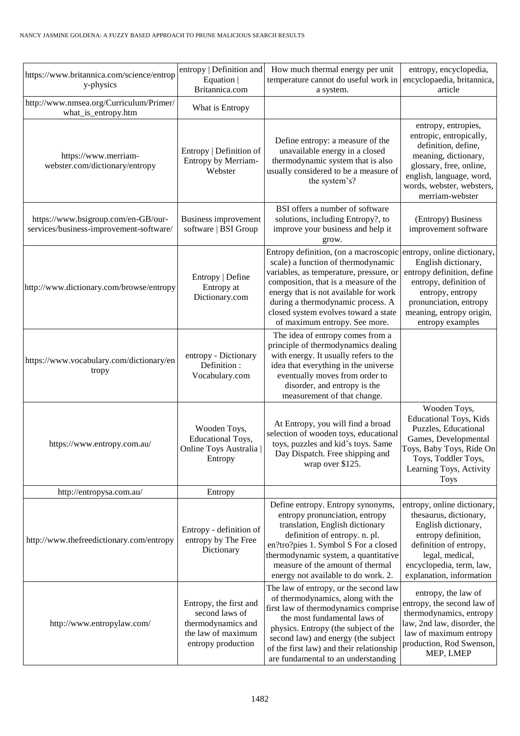| | | | |
|---|---|---|---|
| https://www.britannica.com/science/entropy-physics | entropy \| Definition and Equation \| Britannica.com | How much thermal energy per unit temperature cannot do useful work in a system. | entropy, encyclopedia, encyclopaedia, britannica, article |
| http://www.nmsea.org/Curriculum/Primer/what_is_entropy.htm | What is Entropy | | |
| https://www.merriam-webster.com/dictionary/entropy | Entropy \| Definition of Entropy by Merriam-Webster | Define entropy: a measure of the unavailable energy in a closed thermodynamic system that is also usually considered to be a measure of the system's? | entropy, entropies, entropic, entropically, definition, define, meaning, dictionary, glossary, free, online, english, language, word, words, webster, websters, merriam-webster |
| https://www.bsigroup.com/en-GB/our-services/business-improvement-software/ | Business improvement software \| BSI Group | BSI offers a number of software solutions, including Entropy?, to improve your business and help it grow. | (Entropy) Business improvement software |
| http://www.dictionary.com/browse/entropy | Entropy \| Define Entropy at Dictionary.com | Entropy definition, (on a macroscopic scale) a function of thermodynamic variables, as temperature, pressure, or composition, that is a measure of the energy that is not available for work during a thermodynamic process. A closed system evolves toward a state of maximum entropy. See more. | entropy, online dictionary, English dictionary, entropy definition, define entropy, definition of entropy, entropy pronunciation, entropy meaning, entropy origin, entropy examples |
| https://www.vocabulary.com/dictionary/entropy | entropy - Dictionary Definition : Vocabulary.com | The idea of entropy comes from a principle of thermodynamics dealing with energy. It usually refers to the idea that everything in the universe eventually moves from order to disorder, and entropy is the measurement of that change. | |
| https://www.entropy.com.au/ | Wooden Toys, Educational Toys, Online Toys Australia \| Entropy | At Entropy, you will find a broad selection of wooden toys, educational toys, puzzles and kid's toys. Same Day Dispatch. Free shipping and wrap over $125. | Wooden Toys, Educational Toys, Kids Puzzles, Educational Games, Developmental Toys, Baby Toys, Ride On Toys, Toddler Toys, Learning Toys, Activity Toys |
| http://entropysa.com.au/ | Entropy | | |
| http://www.thefreedictionary.com/entropy | Entropy - definition of entropy by The Free Dictionary | Define entropy. Entropy synonyms, entropy pronunciation, entropy translation, English dictionary definition of entropy. n. pl. en?tro?pies 1. Symbol S For a closed thermodynamic system, a quantitative measure of the amount of thermal energy not available to do work. 2. | entropy, online dictionary, thesaurus, dictionary, English dictionary, entropy definition, definition of entropy, legal, medical, encyclopedia, term, law, explanation, information |
| http://www.entropylaw.com/ | Entropy, the first and second laws of thermodynamics and the law of maximum entropy production | The law of entropy, or the second law of thermodynamics, along with the first law of thermodynamics comprise the most fundamental laws of physics. Entropy (the subject of the second law) and energy (the subject of the first law) and their relationship are fundamental to an understanding | entropy, the law of entropy, the second law of thermodynamics, entropy law, 2nd law, disorder, the law of maximum entropy production, Rod Swenson, MEP, LMEP |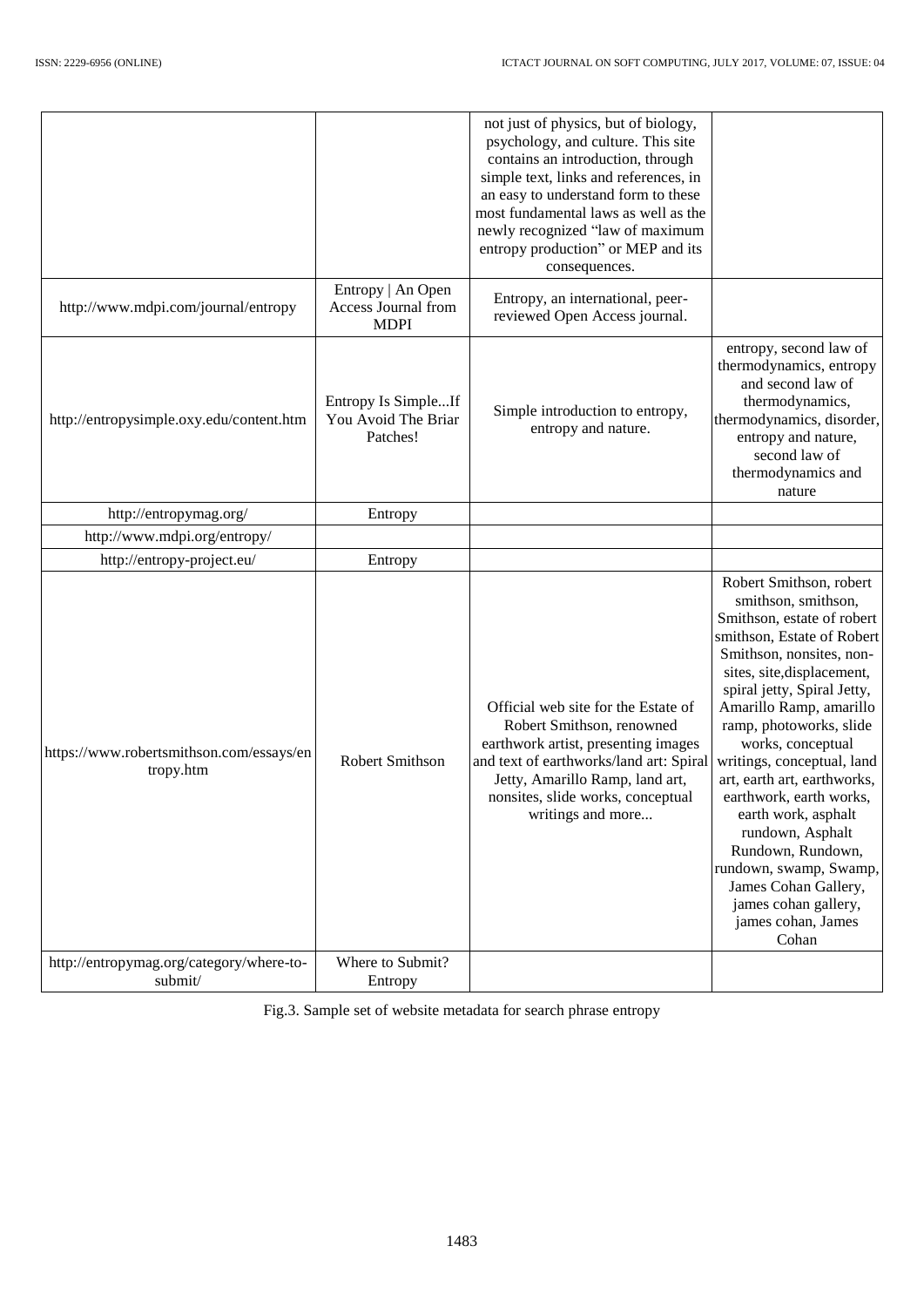|  |  |  |  |
|---|---|---|---|
|  |  | not just of physics, but of biology, psychology, and culture. This site contains an introduction, through simple text, links and references, in an easy to understand form to these most fundamental laws as well as the newly recognized "law of maximum entropy production" or MEP and its consequences. |  |
| http://www.mdpi.com/journal/entropy | Entropy \| An Open Access Journal from MDPI | Entropy, an international, peer-reviewed Open Access journal. |  |
| http://entropysimple.oxy.edu/content.htm | Entropy Is Simple...If You Avoid The Briar Patches! | Simple introduction to entropy, entropy and nature. | entropy, second law of thermodynamics, entropy and second law of thermodynamics, thermodynamics, disorder, entropy and nature, second law of thermodynamics and nature |
| http://entropymag.org/ | Entropy |  |  |
| http://www.mdpi.org/entropy/ |  |  |  |
| http://entropy-project.eu/ | Entropy |  |  |
| https://www.robertsmithson.com/essays/entropy.htm | Robert Smithson | Official web site for the Estate of Robert Smithson, renowned earthwork artist, presenting images and text of earthworks/land art: Spiral Jetty, Amarillo Ramp, land art, nonsites, slide works, conceptual writings and more... | Robert Smithson, robert smithson, smithson, Smithson, estate of robert smithson, Estate of Robert Smithson, nonsites, non-sites, site,displacement, spiral jetty, Spiral Jetty, Amarillo Ramp, amarillo ramp, photoworks, slide works, conceptual writings, conceptual, land art, earth art, earthworks, earthwork, earth works, earth work, asphalt rundown, Asphalt Rundown, Rundown, rundown, swamp, Swamp, James Cohan Gallery, james cohan gallery, james cohan, James Cohan |
| http://entropymag.org/category/where-to-submit/ | Where to Submit? Entropy |  |  |

Fig.3. Sample set of website metadata for search phrase entropy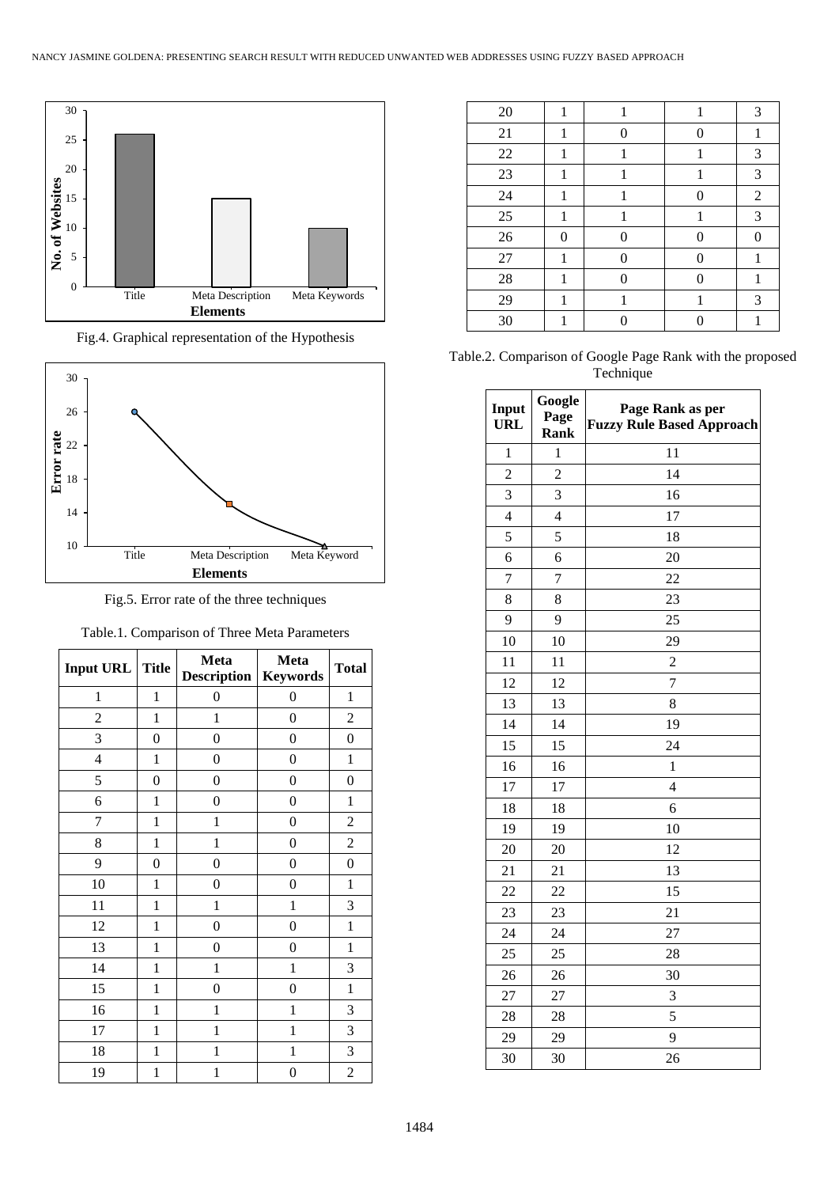Fig.4. Graphical representation of the Hypothesis

Fig.5. Error rate of the three techniques

Table.1. Comparison of Three Meta Parameters

| Input URL | Title | Meta Description | Meta Keywords | Total |
|---|---|---|---|---|
| 1 | 1 | 0 | 0 | 1 |
| 2 | 1 | 1 | 0 | 2 |
| 3 | 0 | 0 | 0 | 0 |
| 4 | 1 | 0 | 0 | 1 |
| 5 | 0 | 0 | 0 | 0 |
| 6 | 1 | 0 | 0 | 1 |
| 7 | 1 | 1 | 0 | 2 |
| 8 | 1 | 1 | 0 | 2 |
| 9 | 0 | 0 | 0 | 0 |
| 10 | 1 | 0 | 0 | 1 |
| 11 | 1 | 1 | 1 | 3 |
| 12 | 1 | 0 | 0 | 1 |
| 13 | 1 | 0 | 0 | 1 |
| 14 | 1 | 1 | 1 | 3 |
| 15 | 1 | 0 | 0 | 1 |
| 16 | 1 | 1 | 1 | 3 |
| 17 | 1 | 1 | 1 | 3 |
| 18 | 1 | 1 | 1 | 3 |
| 19 | 1 | 1 | 0 | 2 |
| 20 | 1 | 1 | 1 | 3 |
| 21 | 1 | 0 | 0 | 1 |
| 22 | 1 | 1 | 1 | 3 |
| 23 | 1 | 1 | 1 | 3 |
| 24 | 1 | 1 | 0 | 2 |
| 25 | 1 | 1 | 1 | 3 |
| 26 | 0 | 0 | 0 | 0 |
| 27 | 1 | 0 | 0 | 1 |
| 28 | 1 | 0 | 0 | 1 |
| 29 | 1 | 1 | 1 | 3 |
| 30 | 1 | 0 | 0 | 1 |

Table.2. Comparison of Google Page Rank with the proposed Technique

| Input URL | Google Page Rank | Page Rank as per Fuzzy Rule Based Approach |
|---|---|---|
| 1 | 1 | 11 |
| 2 | 2 | 14 |
| 3 | 3 | 16 |
| 4 | 4 | 17 |
| 5 | 5 | 18 |
| 6 | 6 | 20 |
| 7 | 7 | 22 |
| 8 | 8 | 23 |
| 9 | 9 | 25 |
| 10 | 10 | 29 |
| 11 | 11 | 2 |
| 12 | 12 | 7 |
| 13 | 13 | 8 |
| 14 | 14 | 19 |
| 15 | 15 | 24 |
| 16 | 16 | 1 |
| 17 | 17 | 4 |
| 18 | 18 | 6 |
| 19 | 19 | 10 |
| 20 | 20 | 12 |
| 21 | 21 | 13 |
| 22 | 22 | 15 |
| 23 | 23 | 21 |
| 24 | 24 | 27 |
| 25 | 25 | 28 |
| 26 | 26 | 30 |
| 27 | 27 | 3 |
| 28 | 28 | 5 |
| 29 | 29 | 9 |
| 30 | 30 | 26 |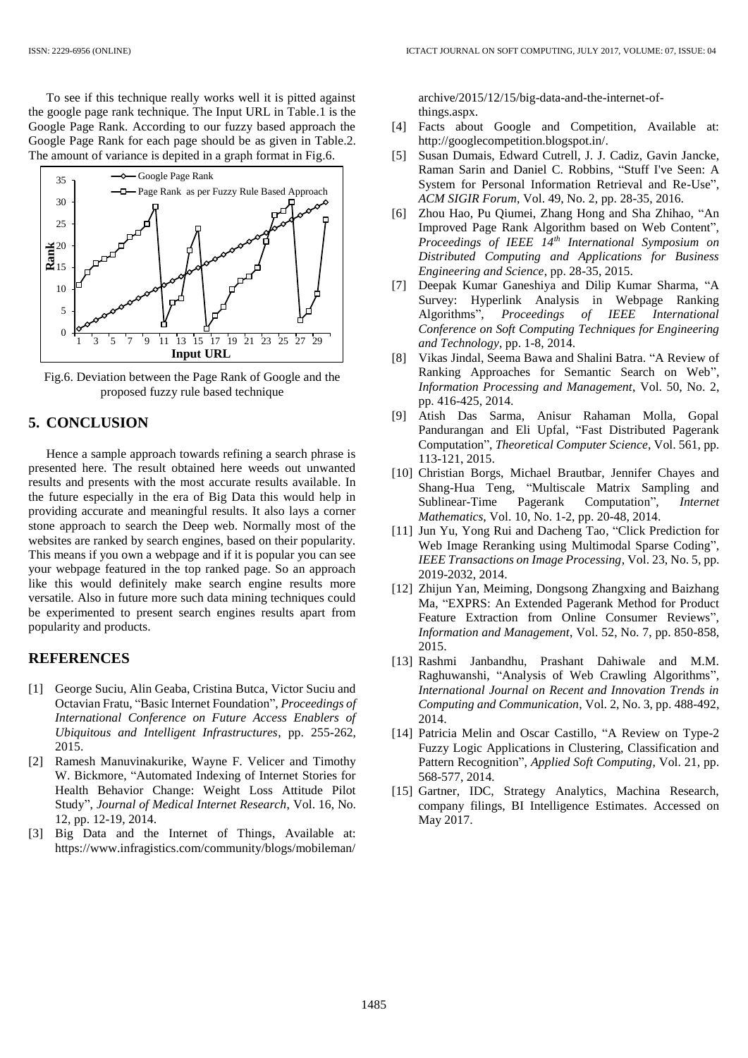To see if this technique really works well it is pitted against the google page rank technique. The Input URL in Table.1 is the Google Page Rank. According to our fuzzy based approach the Google Page Rank for each page should be as given in Table.2. The amount of variance is depited in a graph format in Fig.6.

Google Page Rank
Page Rank as per Fuzzy Rule Based Approach
Rank
0
5
10
15
20
25
30
35
1 3 5 7 9 11 13 15 17 19 21 23 25 27 29
Input URL

Fig.6. Deviation between the Page Rank of Google and the proposed fuzzy rule based technique

## 5. CONCLUSION

Hence a sample approach towards refining a search phrase is presented here. The result obtained here weeds out unwanted results and presents with the most accurate results available. In the future especially in the era of Big Data this would help in providing accurate and meaningful results. It also lays a corner stone approach to search the Deep web. Normally most of the websites are ranked by search engines, based on their popularity. This means if you own a webpage and if it is popular you can see your webpage featured in the top ranked page. So an approach like this would definitely make search engine results more versatile. Also in future more such data mining techniques could be experimented to present search engines results apart from popularity and products.

## REFERENCES

[1] George Suciu, Alin Geaba, Cristina Butca, Victor Suciu and Octavian Fratu, "Basic Internet Foundation", *Proceedings of International Conference on Future Access Enablers of Ubiquitous and Intelligent Infrastructures*, pp. 255-262, 2015.

[2] Ramesh Manuvinakurike, Wayne F. Velicer and Timothy W. Bickmore, "Automated Indexing of Internet Stories for Health Behavior Change: Weight Loss Attitude Pilot Study", *Journal of Medical Internet Research*, Vol. 16, No. 12, pp. 12-19, 2014.

[3] Big Data and the Internet of Things, Available at: https://www.infragistics.com/community/blogs/mobileman/archive/2015/12/15/big-data-and-the-internet-of-things.aspx.

[4] Facts about Google and Competition, Available at: http://googlecompetition.blogspot.in/.

[5] Susan Dumais, Edward Cutrell, J. J. Cadiz, Gavin Jancke, Raman Sarin and Daniel C. Robbins, "Stuff I've Seen: A System for Personal Information Retrieval and Re-Use", *ACM SIGIR Forum*, Vol. 49, No. 2, pp. 28-35, 2016.

[6] Zhou Hao, Pu Qiumei, Zhang Hong and Sha Zhihao, "An Improved Page Rank Algorithm based on Web Content", *Proceedings of IEEE 14th International Symposium on Distributed Computing and Applications for Business Engineering and Science*, pp. 28-35, 2015.

[7] Deepak Kumar Ganeshiya and Dilip Kumar Sharma, "A Survey: Hyperlink Analysis in Webpage Ranking Algorithms", *Proceedings of IEEE International Conference on Soft Computing Techniques for Engineering and Technology*, pp. 1-8, 2014.

[8] Vikas Jindal, Seema Bawa and Shalini Batra. "A Review of Ranking Approaches for Semantic Search on Web", *Information Processing and Management*, Vol. 50, No. 2, pp. 416-425, 2014.

[9] Atish Das Sarma, Anisur Rahaman Molla, Gopal Pandurangan and Eli Upfal, "Fast Distributed Pagerank Computation", *Theoretical Computer Science*, Vol. 561, pp. 113-121, 2015.

[10] Christian Borgs, Michael Brautbar, Jennifer Chayes and Shang-Hua Teng, "Multiscale Matrix Sampling and Sublinear-Time Pagerank Computation", *Internet Mathematics*, Vol. 10, No. 1-2, pp. 20-48, 2014.

[11] Jun Yu, Yong Rui and Dacheng Tao, "Click Prediction for Web Image Reranking using Multimodal Sparse Coding", *IEEE Transactions on Image Processing*, Vol. 23, No. 5, pp. 2019-2032, 2014.

[12] Zhijun Yan, Meiming, Dongsong Zhangxing and Baizhang Ma, "EXPRS: An Extended Pagerank Method for Product Feature Extraction from Online Consumer Reviews", *Information and Management*, Vol. 52, No. 7, pp. 850-858, 2015.

[13] Rashmi Janbandhu, Prashant Dahiwale and M.M. Raghuwanshi, "Analysis of Web Crawling Algorithms", *International Journal on Recent and Innovation Trends in Computing and Communication*, Vol. 2, No. 3, pp. 488-492, 2014.

[14] Patricia Melin and Oscar Castillo, "A Review on Type-2 Fuzzy Logic Applications in Clustering, Classification and Pattern Recognition", *Applied Soft Computing*, Vol. 21, pp. 568-577, 2014.

[15] Gartner, IDC, Strategy Analytics, Machina Research, company filings, BI Intelligence Estimates. Accessed on May 2017.